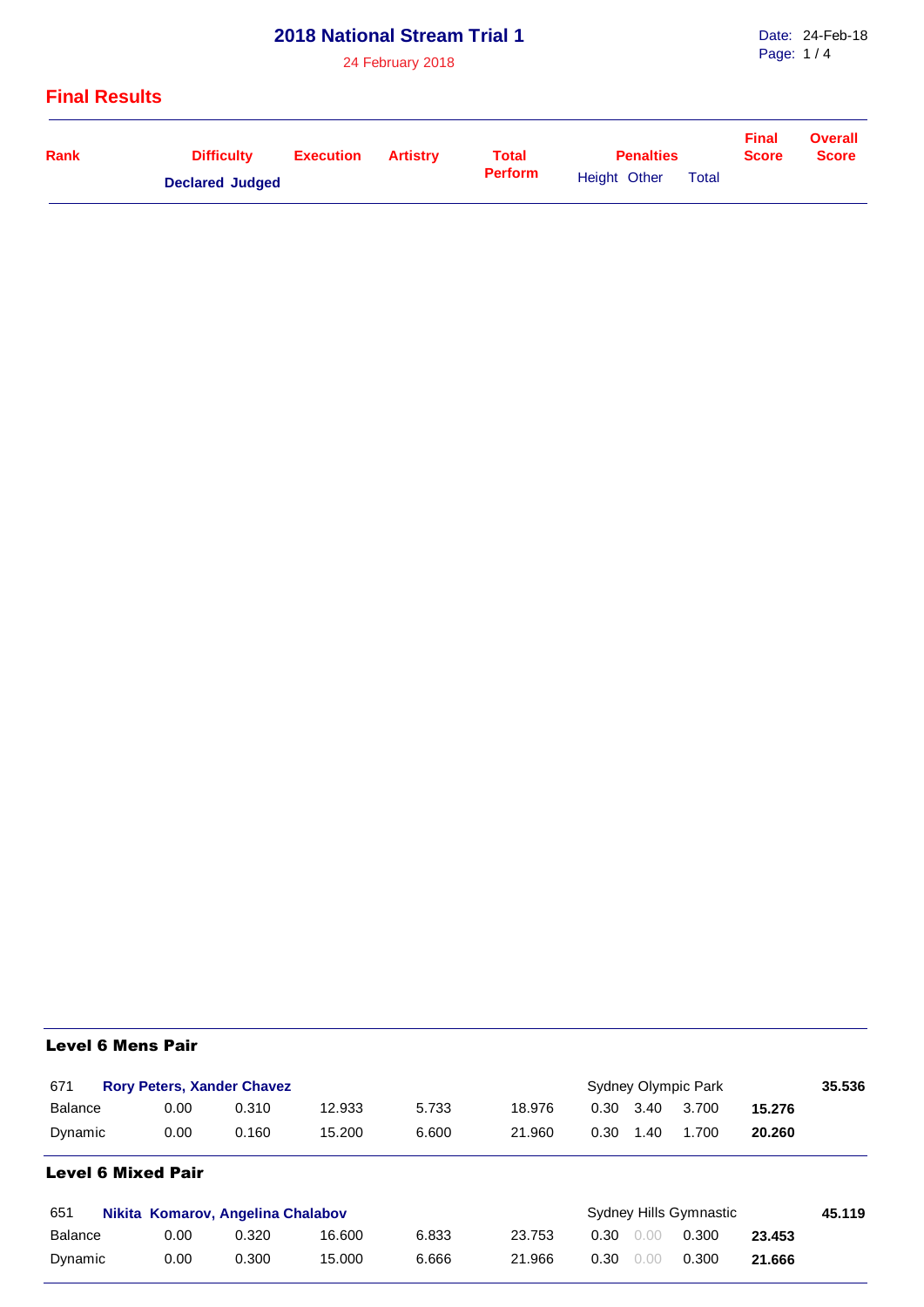# 2018 National Stream Trial 1

24 February 2018

## Final Results

| Rank | Difficulty Declared | Difficulty Judged | Execution | Artistry | Total Perform | Penalties Height | Penalties Other | Penalties Total | Final Score | Overall Score |
|---|---|---|---|---|---|---|---|---|---|---|

### Level 6 Mens Pair

| Rank | Difficulty Declared | Difficulty Judged | Execution | Artistry | Total Perform | Penalties Height | Penalties Other | Penalties Total | Final Score | Overall Score |
|---|---|---|---|---|---|---|---|---|---|---|
| 671 | **Rory Peters, Xander Chavez** | | | | | Sydney Olympic Park | | | | **35.536** |
| Balance | 0.00 | 0.310 | 12.933 | 5.733 | 18.976 | 0.30 | 3.40 | 3.700 | **15.276** | |
| Dynamic | 0.00 | 0.160 | 15.200 | 6.600 | 21.960 | 0.30 | 1.40 | 1.700 | **20.260** | |

### Level 6 Mixed Pair

| Rank | Difficulty Declared | Difficulty Judged | Execution | Artistry | Total Perform | Penalties Height | Penalties Other | Penalties Total | Final Score | Overall Score |
|---|---|---|---|---|---|---|---|---|---|---|
| 651 | **Nikita Komarov, Angelina Chalabov** | | | | | Sydney Hills Gymnastic | | | | **45.119** |
| Balance | 0.00 | 0.320 | 16.600 | 6.833 | 23.753 | 0.30 | 0.00 | 0.300 | **23.453** | |
| Dynamic | 0.00 | 0.300 | 15.000 | 6.666 | 21.966 | 0.30 | 0.00 | 0.300 | **21.666** | |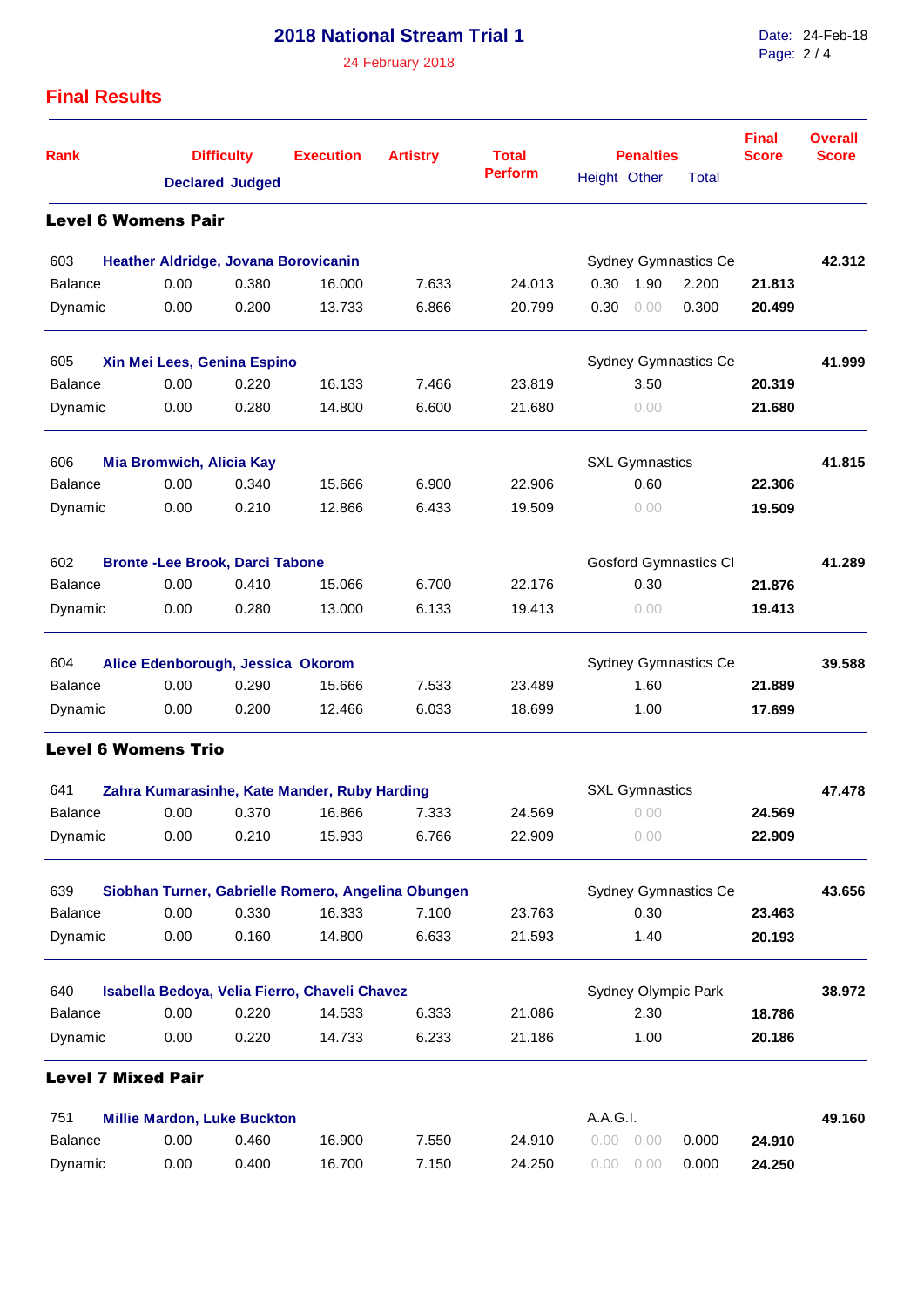# 2018 National Stream Trial 1

24 February 2018

Date: 24-Feb-18

## Final Results

| Rank | Difficulty Declared | Difficulty Judged | Execution | Artistry | Total Perform | Penalties Height | Penalties Other | Penalties Total | Final Score | Overall Score |
|---|---|---|---|---|---|---|---|---|---|---|
| **Level 6 Womens Pair** | | | | | | | | | | |
| 603 **Heather Aldridge, Jovana Borovicanin** | | | | | | Sydney Gymnastics Ce | | | | **42.312** |
| Balance | 0.00 | 0.380 | 16.000 | 7.633 | 24.013 | 0.30 | 1.90 | 2.200 | **21.813** | |
| Dynamic | 0.00 | 0.200 | 13.733 | 6.866 | 20.799 | 0.30 | 0.00 | 0.300 | **20.499** | |
| 605 **Xin Mei Lees, Genina Espino** | | | | | | Sydney Gymnastics Ce | | | | **41.999** |
| Balance | 0.00 | 0.220 | 16.133 | 7.466 | 23.819 | | 3.50 | | **20.319** | |
| Dynamic | 0.00 | 0.280 | 14.800 | 6.600 | 21.680 | | 0.00 | | **21.680** | |
| 606 **Mia Bromwich, Alicia Kay** | | | | | | SXL Gymnastics | | | | **41.815** |
| Balance | 0.00 | 0.340 | 15.666 | 6.900 | 22.906 | | 0.60 | | **22.306** | |
| Dynamic | 0.00 | 0.210 | 12.866 | 6.433 | 19.509 | | 0.00 | | **19.509** | |
| 602 **Bronte -Lee Brook, Darci Tabone** | | | | | | Gosford Gymnastics Cl | | | | **41.289** |
| Balance | 0.00 | 0.410 | 15.066 | 6.700 | 22.176 | | 0.30 | | **21.876** | |
| Dynamic | 0.00 | 0.280 | 13.000 | 6.133 | 19.413 | | 0.00 | | **19.413** | |
| 604 **Alice Edenborough, Jessica Okorom** | | | | | | Sydney Gymnastics Ce | | | | **39.588** |
| Balance | 0.00 | 0.290 | 15.666 | 7.533 | 23.489 | | 1.60 | | **21.889** | |
| Dynamic | 0.00 | 0.200 | 12.466 | 6.033 | 18.699 | | 1.00 | | **17.699** | |
| **Level 6 Womens Trio** | | | | | | | | | | |
| 641 **Zahra Kumarasinhe, Kate Mander, Ruby Harding** | | | | | | SXL Gymnastics | | | | **47.478** |
| Balance | 0.00 | 0.370 | 16.866 | 7.333 | 24.569 | | 0.00 | | **24.569** | |
| Dynamic | 0.00 | 0.210 | 15.933 | 6.766 | 22.909 | | 0.00 | | **22.909** | |
| 639 **Siobhan Turner, Gabrielle Romero, Angelina Obungen** | | | | | | Sydney Gymnastics Ce | | | | **43.656** |
| Balance | 0.00 | 0.330 | 16.333 | 7.100 | 23.763 | | 0.30 | | **23.463** | |
| Dynamic | 0.00 | 0.160 | 14.800 | 6.633 | 21.593 | | 1.40 | | **20.193** | |
| 640 **Isabella Bedoya, Velia Fierro, Chaveli Chavez** | | | | | | Sydney Olympic Park | | | | **38.972** |
| Balance | 0.00 | 0.220 | 14.533 | 6.333 | 21.086 | | 2.30 | | **18.786** | |
| Dynamic | 0.00 | 0.220 | 14.733 | 6.233 | 21.186 | | 1.00 | | **20.186** | |
| **Level 7 Mixed Pair** | | | | | | | | | | |
| 751 **Millie Mardon, Luke Buckton** | | | | | | A.A.G.I. | | | | **49.160** |
| Balance | 0.00 | 0.460 | 16.900 | 7.550 | 24.910 | 0.00 | 0.00 | 0.000 | **24.910** | |
| Dynamic | 0.00 | 0.400 | 16.700 | 7.150 | 24.250 | 0.00 | 0.00 | 0.000 | **24.250** | |